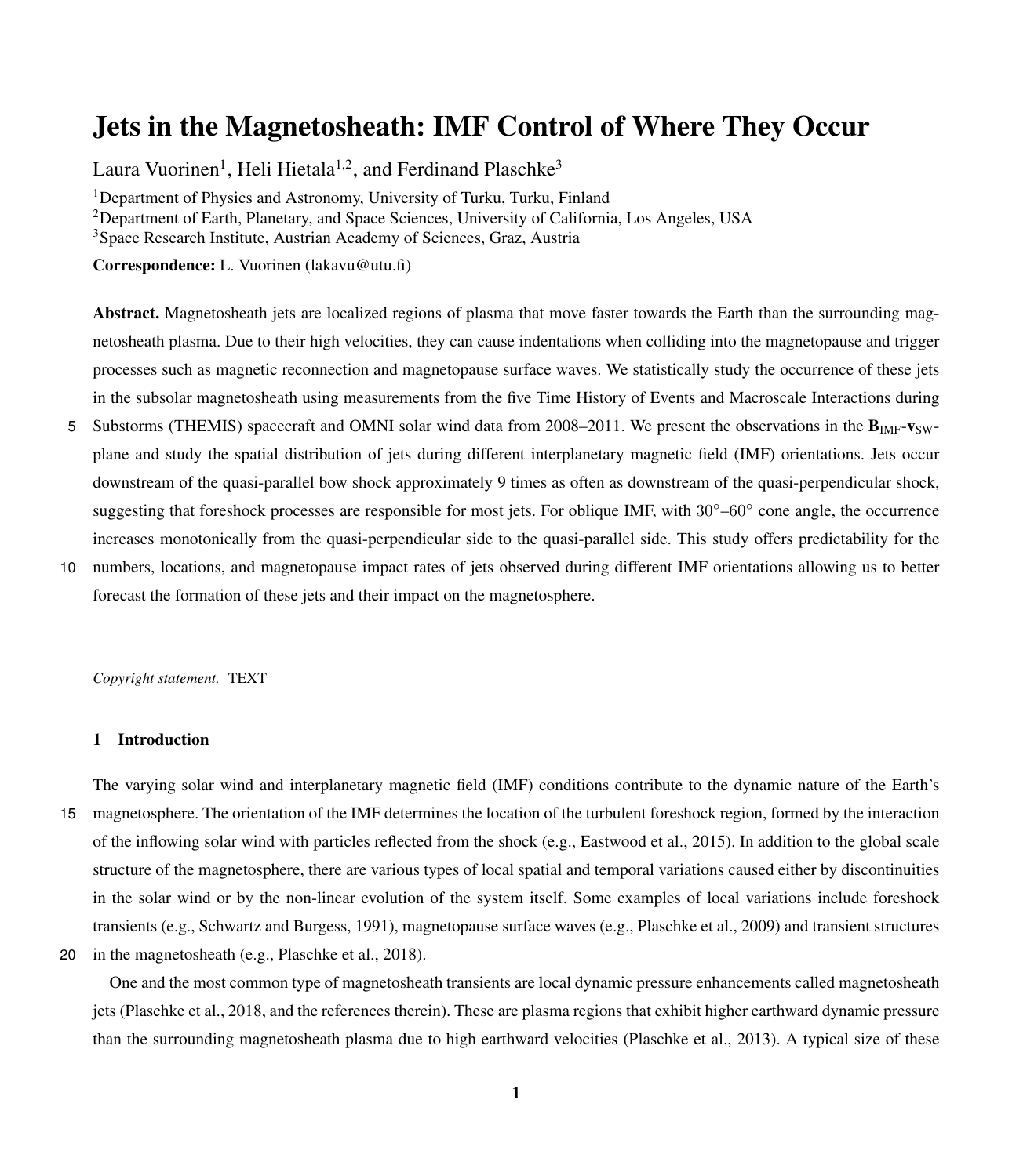# Jets in the Magnetosheath: IMF Control of Where They Occur

Laura Vuorinen[1], Heli Hietala[1,2], and Ferdinand Plaschke[3]

[1]Department of Physics and Astronomy, University of Turku, Turku, Finland

[2]Department of Earth, Planetary, and Space Sciences, University of California, Los Angeles, USA

[3]Space Research Institute, Austrian Academy of Sciences, Graz, Austria

**Correspondence:** L. Vuorinen (lakavu@utu.fi)

**Abstract.** Magnetosheath jets are localized regions of plasma that move faster towards the Earth than the surrounding magnetosheath plasma. Due to their high velocities, they can cause indentations when colliding into the magnetopause and trigger processes such as magnetic reconnection and magnetopause surface waves. We statistically study the occurrence of these jets in the subsolar magnetosheath using measurements from the five Time History of Events and Macroscale Interactions during Substorms (THEMIS) spacecraft and OMNI solar wind data from 2008–2011. We present the observations in the $\mathbf{B}_{\mathrm{IMF}}$-$\mathbf{v}_{\mathrm{SW}}$-plane and study the spatial distribution of jets during different interplanetary magnetic field (IMF) orientations. Jets occur downstream of the quasi-parallel bow shock approximately 9 times as often as downstream of the quasi-perpendicular shock, suggesting that foreshock processes are responsible for most jets. For oblique IMF, with $30°$–$60°$ cone angle, the occurrence increases monotonically from the quasi-perpendicular side to the quasi-parallel side. This study offers predictability for the numbers, locations, and magnetopause impact rates of jets observed during different IMF orientations allowing us to better forecast the formation of these jets and their impact on the magnetosphere.

*Copyright statement.* TEXT

## 1 Introduction

The varying solar wind and interplanetary magnetic field (IMF) conditions contribute to the dynamic nature of the Earth's magnetosphere. The orientation of the IMF determines the location of the turbulent foreshock region, formed by the interaction of the inflowing solar wind with particles reflected from the shock (e.g., Eastwood et al., 2015). In addition to the global scale structure of the magnetosphere, there are various types of local spatial and temporal variations caused either by discontinuities in the solar wind or by the non-linear evolution of the system itself. Some examples of local variations include foreshock transients (e.g., Schwartz and Burgess, 1991), magnetopause surface waves (e.g., Plaschke et al., 2009) and transient structures in the magnetosheath (e.g., Plaschke et al., 2018).

One and the most common type of magnetosheath transients are local dynamic pressure enhancements called magnetosheath jets (Plaschke et al., 2018, and the references therein). These are plasma regions that exhibit higher earthward dynamic pressure than the surrounding magnetosheath plasma due to high earthward velocities (Plaschke et al., 2013). A typical size of these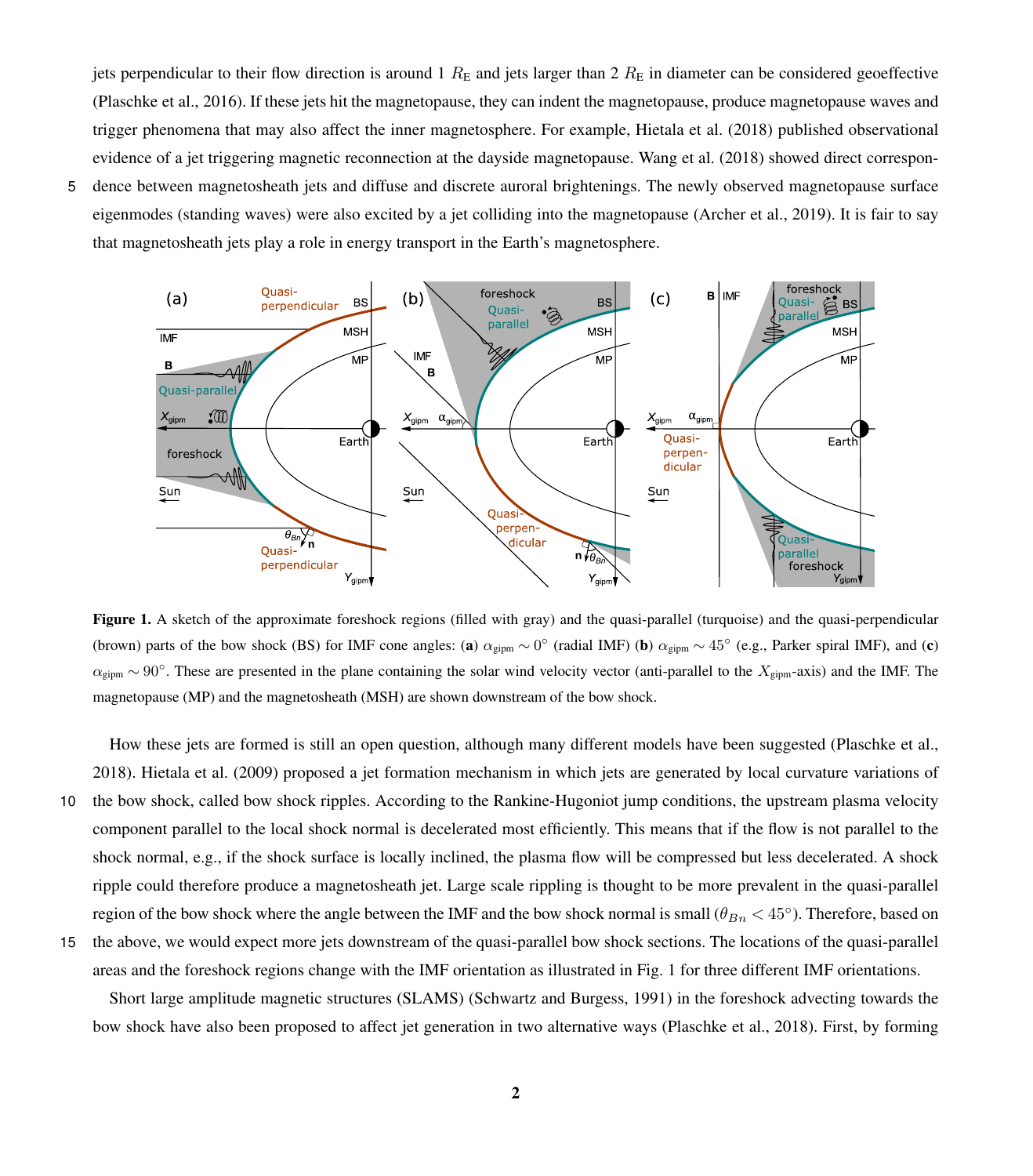jets perpendicular to their flow direction is around 1 $R_\mathrm{E}$ and jets larger than 2 $R_\mathrm{E}$ in diameter can be considered geoeffective (Plaschke et al., 2016). If these jets hit the magnetopause, they can indent the magnetopause, produce magnetopause waves and trigger phenomena that may also affect the inner magnetosphere. For example, Hietala et al. (2018) published observational evidence of a jet triggering magnetic reconnection at the dayside magnetopause. Wang et al. (2018) showed direct correspondence between magnetosheath jets and diffuse and discrete auroral brightenings. The newly observed magnetopause surface eigenmodes (standing waves) were also excited by a jet colliding into the magnetopause (Archer et al., 2019). It is fair to say that magnetosheath jets play a role in energy transport in the Earth's magnetosphere.

**Figure 1.** A sketch of the approximate foreshock regions (filled with gray) and the quasi-parallel (turquoise) and the quasi-perpendicular (brown) parts of the bow shock (BS) for IMF cone angles: (**a**) $\alpha_\mathrm{gipm} \sim 0°$ (radial IMF) (**b**) $\alpha_\mathrm{gipm} \sim 45°$ (e.g., Parker spiral IMF), and (**c**) $\alpha_\mathrm{gipm} \sim 90°$. These are presented in the plane containing the solar wind velocity vector (anti-parallel to the $X_\mathrm{gipm}$-axis) and the IMF. The magnetopause (MP) and the magnetosheath (MSH) are shown downstream of the bow shock.

How these jets are formed is still an open question, although many different models have been suggested (Plaschke et al., 2018). Hietala et al. (2009) proposed a jet formation mechanism in which jets are generated by local curvature variations of the bow shock, called bow shock ripples. According to the Rankine-Hugoniot jump conditions, the upstream plasma velocity component parallel to the local shock normal is decelerated most efficiently. This means that if the flow is not parallel to the shock normal, e.g., if the shock surface is locally inclined, the plasma flow will be compressed but less decelerated. A shock ripple could therefore produce a magnetosheath jet. Large scale rippling is thought to be more prevalent in the quasi-parallel region of the bow shock where the angle between the IMF and the bow shock normal is small ($\theta_{Bn} < 45°$). Therefore, based on the above, we would expect more jets downstream of the quasi-parallel bow shock sections. The locations of the quasi-parallel areas and the foreshock regions change with the IMF orientation as illustrated in Fig. 1 for three different IMF orientations.

Short large amplitude magnetic structures (SLAMS) (Schwartz and Burgess, 1991) in the foreshock advecting towards the bow shock have also been proposed to affect jet generation in two alternative ways (Plaschke et al., 2018). First, by forming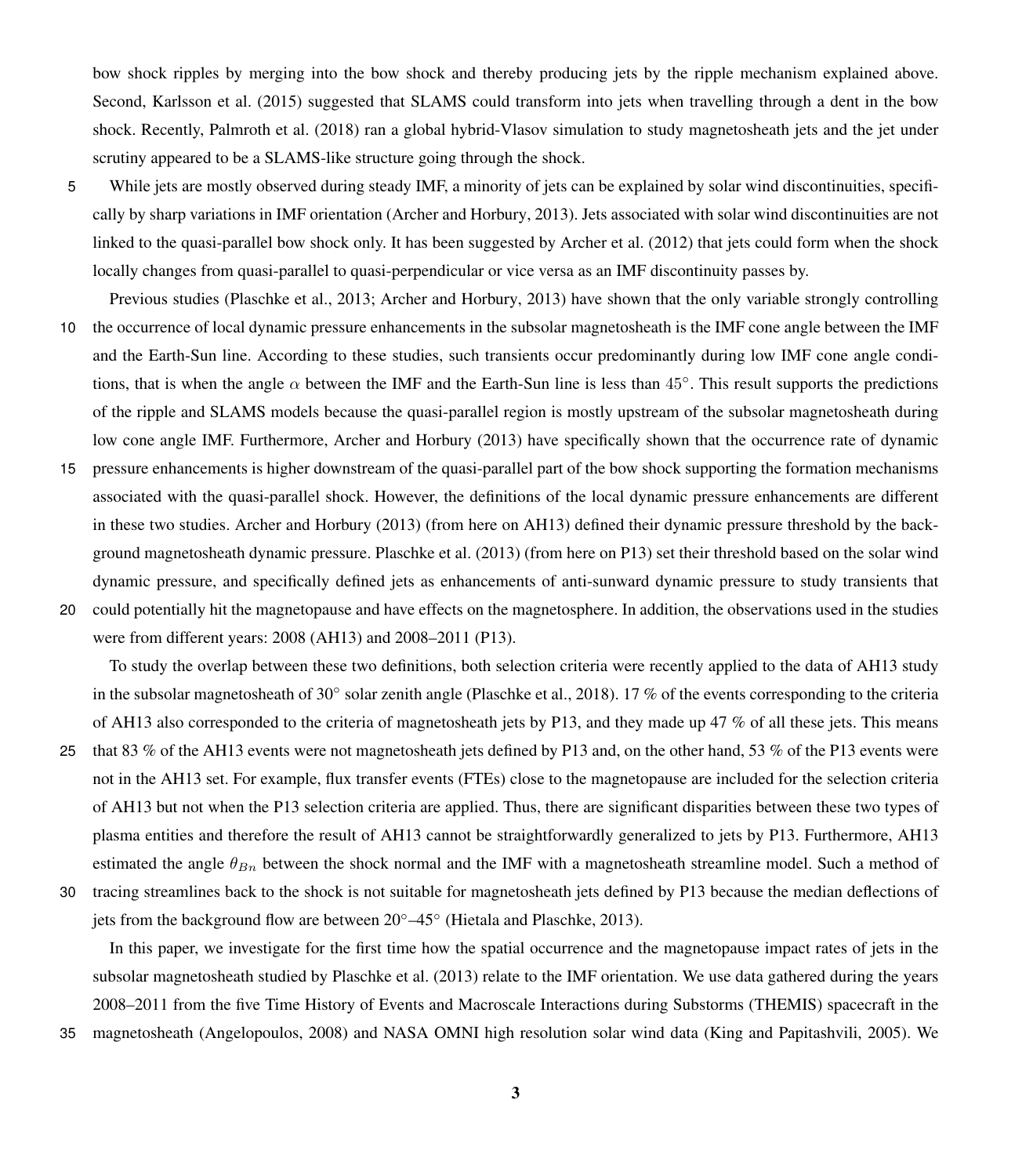bow shock ripples by merging into the bow shock and thereby producing jets by the ripple mechanism explained above. Second, Karlsson et al. (2015) suggested that SLAMS could transform into jets when travelling through a dent in the bow shock. Recently, Palmroth et al. (2018) ran a global hybrid-Vlasov simulation to study magnetosheath jets and the jet under scrutiny appeared to be a SLAMS-like structure going through the shock.

While jets are mostly observed during steady IMF, a minority of jets can be explained by solar wind discontinuities, specifically by sharp variations in IMF orientation (Archer and Horbury, 2013). Jets associated with solar wind discontinuities are not linked to the quasi-parallel bow shock only. It has been suggested by Archer et al. (2012) that jets could form when the shock locally changes from quasi-parallel to quasi-perpendicular or vice versa as an IMF discontinuity passes by.

Previous studies (Plaschke et al., 2013; Archer and Horbury, 2013) have shown that the only variable strongly controlling the occurrence of local dynamic pressure enhancements in the subsolar magnetosheath is the IMF cone angle between the IMF and the Earth-Sun line. According to these studies, such transients occur predominantly during low IMF cone angle conditions, that is when the angle $\alpha$ between the IMF and the Earth-Sun line is less than $45^{\circ}$. This result supports the predictions of the ripple and SLAMS models because the quasi-parallel region is mostly upstream of the subsolar magnetosheath during low cone angle IMF. Furthermore, Archer and Horbury (2013) have specifically shown that the occurrence rate of dynamic pressure enhancements is higher downstream of the quasi-parallel part of the bow shock supporting the formation mechanisms associated with the quasi-parallel shock. However, the definitions of the local dynamic pressure enhancements are different in these two studies. Archer and Horbury (2013) (from here on AH13) defined their dynamic pressure threshold by the background magnetosheath dynamic pressure. Plaschke et al. (2013) (from here on P13) set their threshold based on the solar wind dynamic pressure, and specifically defined jets as enhancements of anti-sunward dynamic pressure to study transients that could potentially hit the magnetopause and have effects on the magnetosphere. In addition, the observations used in the studies were from different years: 2008 (AH13) and 2008–2011 (P13).

To study the overlap between these two definitions, both selection criteria were recently applied to the data of AH13 study in the subsolar magnetosheath of $30^{\circ}$ solar zenith angle (Plaschke et al., 2018). 17 % of the events corresponding to the criteria of AH13 also corresponded to the criteria of magnetosheath jets by P13, and they made up 47 % of all these jets. This means that 83 % of the AH13 events were not magnetosheath jets defined by P13 and, on the other hand, 53 % of the P13 events were not in the AH13 set. For example, flux transfer events (FTEs) close to the magnetopause are included for the selection criteria of AH13 but not when the P13 selection criteria are applied. Thus, there are significant disparities between these two types of plasma entities and therefore the result of AH13 cannot be straightforwardly generalized to jets by P13. Furthermore, AH13 estimated the angle $\theta_{Bn}$ between the shock normal and the IMF with a magnetosheath streamline model. Such a method of tracing streamlines back to the shock is not suitable for magnetosheath jets defined by P13 because the median deflections of jets from the background flow are between $20^{\circ}$–$45^{\circ}$ (Hietala and Plaschke, 2013).

In this paper, we investigate for the first time how the spatial occurrence and the magnetopause impact rates of jets in the subsolar magnetosheath studied by Plaschke et al. (2013) relate to the IMF orientation. We use data gathered during the years 2008–2011 from the five Time History of Events and Macroscale Interactions during Substorms (THEMIS) spacecraft in the magnetosheath (Angelopoulos, 2008) and NASA OMNI high resolution solar wind data (King and Papitashvili, 2005). We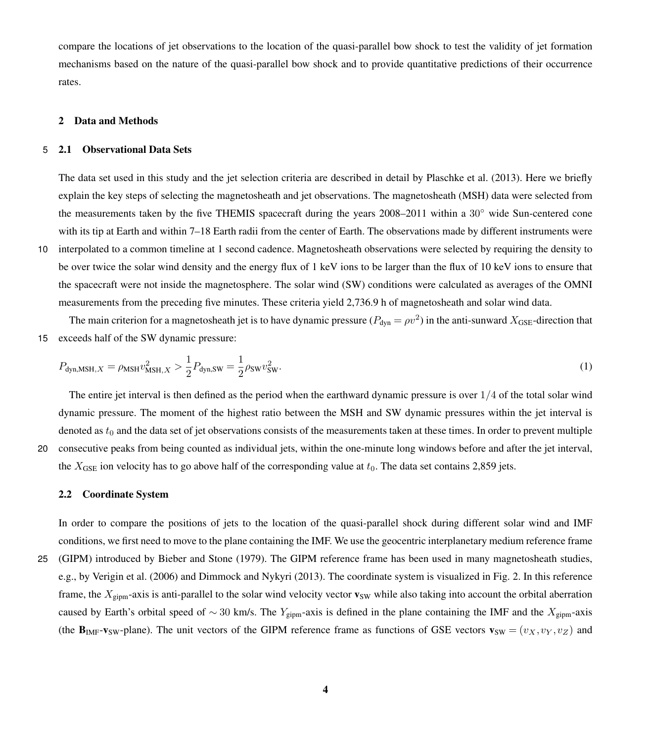compare the locations of jet observations to the location of the quasi-parallel bow shock to test the validity of jet formation mechanisms based on the nature of the quasi-parallel bow shock and to provide quantitative predictions of their occurrence rates.

## 2 Data and Methods

### 2.1 Observational Data Sets

The data set used in this study and the jet selection criteria are described in detail by Plaschke et al. (2013). Here we briefly explain the key steps of selecting the magnetosheath and jet observations. The magnetosheath (MSH) data were selected from the measurements taken by the five THEMIS spacecraft during the years 2008–2011 within a $30^\circ$ wide Sun-centered cone with its tip at Earth and within 7–18 Earth radii from the center of Earth. The observations made by different instruments were interpolated to a common timeline at 1 second cadence. Magnetosheath observations were selected by requiring the density to be over twice the solar wind density and the energy flux of 1 keV ions to be larger than the flux of 10 keV ions to ensure that the spacecraft were not inside the magnetosphere. The solar wind (SW) conditions were calculated as averages of the OMNI measurements from the preceding five minutes. These criteria yield 2,736.9 h of magnetosheath and solar wind data.

The main criterion for a magnetosheath jet is to have dynamic pressure ($P_{\text{dyn}} = \rho v^2$) in the anti-sunward $X_{\text{GSE}}$-direction that exceeds half of the SW dynamic pressure:

$$P_{\text{dyn,MSH},X} = \rho_{\text{MSH}} v_{\text{MSH},X}^2 > \frac{1}{2} P_{\text{dyn,SW}} = \frac{1}{2} \rho_{\text{SW}} v_{\text{SW}}^2. \tag{1}$$

The entire jet interval is then defined as the period when the earthward dynamic pressure is over $1/4$ of the total solar wind dynamic pressure. The moment of the highest ratio between the MSH and SW dynamic pressures within the jet interval is denoted as $t_0$ and the data set of jet observations consists of the measurements taken at these times. In order to prevent multiple consecutive peaks from being counted as individual jets, within the one-minute long windows before and after the jet interval, the $X_{\text{GSE}}$ ion velocity has to go above half of the corresponding value at $t_0$. The data set contains 2,859 jets.

### 2.2 Coordinate System

In order to compare the positions of jets to the location of the quasi-parallel shock during different solar wind and IMF conditions, we first need to move to the plane containing the IMF. We use the geocentric interplanetary medium reference frame (GIPM) introduced by Bieber and Stone (1979). The GIPM reference frame has been used in many magnetosheath studies, e.g., by Verigin et al. (2006) and Dimmock and Nykyri (2013). The coordinate system is visualized in Fig. 2. In this reference frame, the $X_{\text{gipm}}$-axis is anti-parallel to the solar wind velocity vector $\mathbf{v}_{\text{SW}}$ while also taking into account the orbital aberration caused by Earth's orbital speed of $\sim 30$ km/s. The $Y_{\text{gipm}}$-axis is defined in the plane containing the IMF and the $X_{\text{gipm}}$-axis (the $\mathbf{B}_{\text{IMF}}$-$\mathbf{v}_{\text{SW}}$-plane). The unit vectors of the GIPM reference frame as functions of GSE vectors $\mathbf{v}_{\text{SW}} = (v_X, v_Y, v_Z)$ and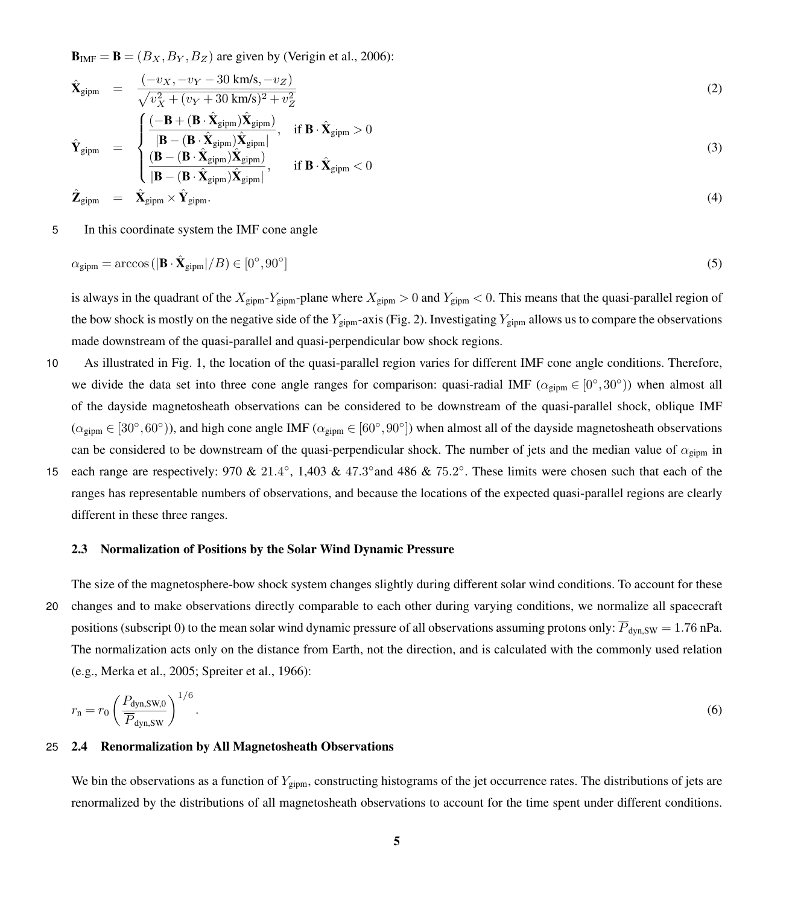$\mathbf{B}_{\text{IMF}} = \mathbf{B} = (B_X, B_Y, B_Z)$ are given by (Verigin et al., 2006):

$$\hat{\mathbf{X}}_{\text{gipm}} = \frac{(-v_X, -v_Y - 30\text{ km/s}, -v_Z)}{\sqrt{v_X^2 + (v_Y + 30\text{ km/s})^2 + v_Z^2}} \tag{2}$$

$$\hat{\mathbf{Y}}_{\text{gipm}} = \begin{cases} \dfrac{(-\mathbf{B} + (\mathbf{B}\cdot\hat{\mathbf{X}}_{\text{gipm}})\hat{\mathbf{X}}_{\text{gipm}})}{|\mathbf{B} - (\mathbf{B}\cdot\hat{\mathbf{X}}_{\text{gipm}})\hat{\mathbf{X}}_{\text{gipm}}|}, & \text{if } \mathbf{B}\cdot\hat{\mathbf{X}}_{\text{gipm}} > 0 \\ \dfrac{(\mathbf{B} - (\mathbf{B}\cdot\hat{\mathbf{X}}_{\text{gipm}})\hat{\mathbf{X}}_{\text{gipm}})}{|\mathbf{B} - (\mathbf{B}\cdot\hat{\mathbf{X}}_{\text{gipm}})\hat{\mathbf{X}}_{\text{gipm}}|}, & \text{if } \mathbf{B}\cdot\hat{\mathbf{X}}_{\text{gipm}} < 0 \end{cases} \tag{3}$$

$$\hat{\mathbf{Z}}_{\text{gipm}} = \hat{\mathbf{X}}_{\text{gipm}} \times \hat{\mathbf{Y}}_{\text{gipm}}. \tag{4}$$

In this coordinate system the IMF cone angle

$$\alpha_{\text{gipm}} = \arccos\left(|\mathbf{B}\cdot\hat{\mathbf{X}}_{\text{gipm}}|/B\right) \in [0^\circ, 90^\circ] \tag{5}$$

is always in the quadrant of the $X_{\text{gipm}}$-$Y_{\text{gipm}}$-plane where $X_{\text{gipm}} > 0$ and $Y_{\text{gipm}} < 0$. This means that the quasi-parallel region of the bow shock is mostly on the negative side of the $Y_{\text{gipm}}$-axis (Fig. 2). Investigating $Y_{\text{gipm}}$ allows us to compare the observations made downstream of the quasi-parallel and quasi-perpendicular bow shock regions.

As illustrated in Fig. 1, the location of the quasi-parallel region varies for different IMF cone angle conditions. Therefore, we divide the data set into three cone angle ranges for comparison: quasi-radial IMF ($\alpha_{\text{gipm}} \in [0^\circ, 30^\circ)$) when almost all of the dayside magnetosheath observations can be considered to be downstream of the quasi-parallel shock, oblique IMF ($\alpha_{\text{gipm}} \in [30^\circ, 60^\circ)$), and high cone angle IMF ($\alpha_{\text{gipm}} \in [60^\circ, 90^\circ]$) when almost all of the dayside magnetosheath observations can be considered to be downstream of the quasi-perpendicular shock. The number of jets and the median value of $\alpha_{\text{gipm}}$ in each range are respectively: 970 & $21.4^\circ$, 1,403 & $47.3^\circ$and 486 & $75.2^\circ$. These limits were chosen such that each of the ranges has representable numbers of observations, and because the locations of the expected quasi-parallel regions are clearly different in these three ranges.

### 2.3 Normalization of Positions by the Solar Wind Dynamic Pressure

The size of the magnetosphere-bow shock system changes slightly during different solar wind conditions. To account for these changes and to make observations directly comparable to each other during varying conditions, we normalize all spacecraft positions (subscript 0) to the mean solar wind dynamic pressure of all observations assuming protons only: $\overline{P}_{\text{dyn,SW}} = 1.76$ nPa. The normalization acts only on the distance from Earth, not the direction, and is calculated with the commonly used relation (e.g., Merka et al., 2005; Spreiter et al., 1966):

$$r_{\text{n}} = r_0 \left(\frac{P_{\text{dyn,SW,0}}}{\overline{P}_{\text{dyn,SW}}}\right)^{1/6}. \tag{6}$$

### 2.4 Renormalization by All Magnetosheath Observations

We bin the observations as a function of $Y_{\text{gipm}}$, constructing histograms of the jet occurrence rates. The distributions of jets are renormalized by the distributions of all magnetosheath observations to account for the time spent under different conditions.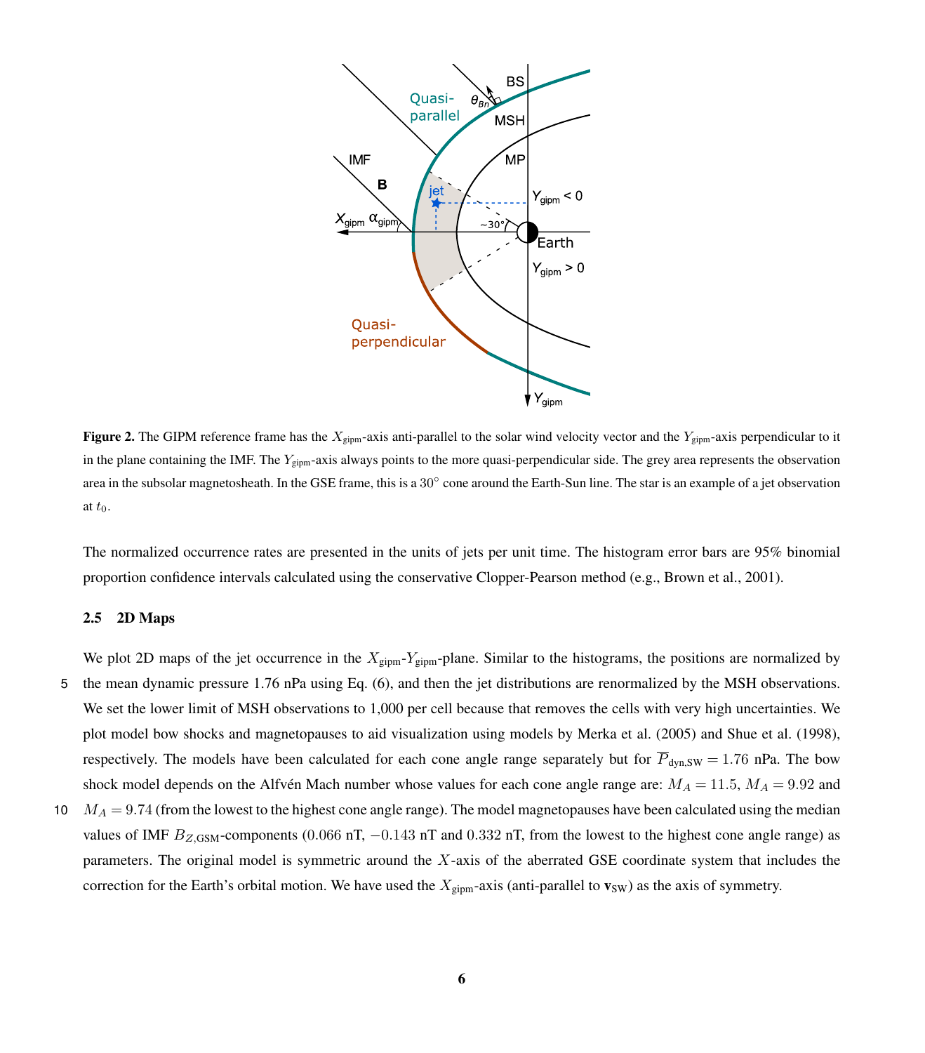**Figure 2.** The GIPM reference frame has the $X_{\text{gipm}}$-axis anti-parallel to the solar wind velocity vector and the $Y_{\text{gipm}}$-axis perpendicular to it in the plane containing the IMF. The $Y_{\text{gipm}}$-axis always points to the more quasi-perpendicular side. The grey area represents the observation area in the subsolar magnetosheath. In the GSE frame, this is a $30°$ cone around the Earth-Sun line. The star is an example of a jet observation at $t_0$.

The normalized occurrence rates are presented in the units of jets per unit time. The histogram error bars are 95% binomial proportion confidence intervals calculated using the conservative Clopper-Pearson method (e.g., Brown et al., 2001).

### 2.5 2D Maps

We plot 2D maps of the jet occurrence in the $X_{\text{gipm}}$-$Y_{\text{gipm}}$-plane. Similar to the histograms, the positions are normalized by the mean dynamic pressure 1.76 nPa using Eq. (6), and then the jet distributions are renormalized by the MSH observations. We set the lower limit of MSH observations to 1,000 per cell because that removes the cells with very high uncertainties. We plot model bow shocks and magnetopauses to aid visualization using models by Merka et al. (2005) and Shue et al. (1998), respectively. The models have been calculated for each cone angle range separately but for $\overline{P}_{\text{dyn,SW}} = 1.76$ nPa. The bow shock model depends on the Alfvén Mach number whose values for each cone angle range are: $M_A = 11.5$, $M_A = 9.92$ and $M_A = 9.74$ (from the lowest to the highest cone angle range). The model magnetopauses have been calculated using the median values of IMF $B_{Z,\text{GSM}}$-components ($0.066$ nT, $-0.143$ nT and $0.332$ nT, from the lowest to the highest cone angle range) as parameters. The original model is symmetric around the $X$-axis of the aberrated GSE coordinate system that includes the correction for the Earth's orbital motion. We have used the $X_{\text{gipm}}$-axis (anti-parallel to $\mathbf{v}_{\text{SW}}$) as the axis of symmetry.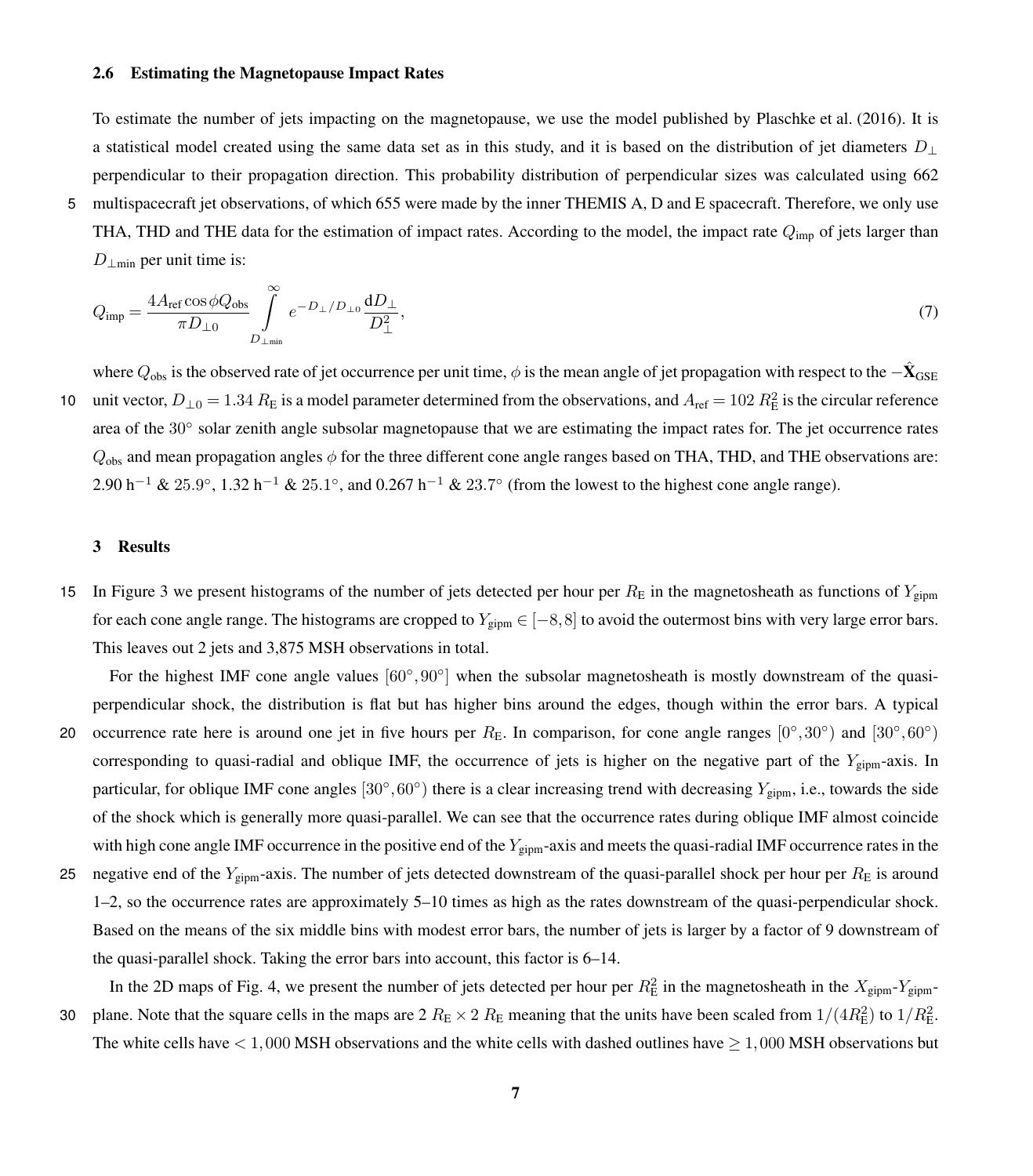### 2.6 Estimating the Magnetopause Impact Rates

To estimate the number of jets impacting on the magnetopause, we use the model published by Plaschke et al. (2016). It is a statistical model created using the same data set as in this study, and it is based on the distribution of jet diameters $D_\perp$ perpendicular to their propagation direction. This probability distribution of perpendicular sizes was calculated using 662 multispacecraft jet observations, of which 655 were made by the inner THEMIS A, D and E spacecraft. Therefore, we only use THA, THD and THE data for the estimation of impact rates. According to the model, the impact rate $Q_\text{imp}$ of jets larger than $D_{\perp\text{min}}$ per unit time is:

$$Q_\text{imp} = \frac{4A_\text{ref}\cos\phi Q_\text{obs}}{\pi D_{\perp 0}} \int\limits_{D_{\perp\text{min}}}^{\infty} e^{-D_\perp/D_{\perp 0}} \frac{\mathrm{d}D_\perp}{D_\perp^2}, \tag{7}$$

where $Q_\text{obs}$ is the observed rate of jet occurrence per unit time, $\phi$ is the mean angle of jet propagation with respect to the $-\hat{\mathbf{X}}_\text{GSE}$ unit vector, $D_{\perp 0} = 1.34\ R_\text{E}$ is a model parameter determined from the observations, and $A_\text{ref} = 102\ R_\text{E}^2$ is the circular reference area of the $30^\circ$ solar zenith angle subsolar magnetopause that we are estimating the impact rates for. The jet occurrence rates $Q_\text{obs}$ and mean propagation angles $\phi$ for the three different cone angle ranges based on THA, THD, and THE observations are: $2.90\ \text{h}^{-1}$ & $25.9^\circ$, $1.32\ \text{h}^{-1}$ & $25.1^\circ$, and $0.267\ \text{h}^{-1}$ & $23.7^\circ$ (from the lowest to the highest cone angle range).

## 3 Results

In Figure 3 we present histograms of the number of jets detected per hour per $R_\text{E}$ in the magnetosheath as functions of $Y_\text{gipm}$ for each cone angle range. The histograms are cropped to $Y_\text{gipm} \in [-8, 8]$ to avoid the outermost bins with very large error bars. This leaves out 2 jets and 3,875 MSH observations in total.

For the highest IMF cone angle values $[60^\circ, 90^\circ]$ when the subsolar magnetosheath is mostly downstream of the quasi-perpendicular shock, the distribution is flat but has higher bins around the edges, though within the error bars. A typical occurrence rate here is around one jet in five hours per $R_\text{E}$. In comparison, for cone angle ranges $[0^\circ, 30^\circ)$ and $[30^\circ, 60^\circ)$ corresponding to quasi-radial and oblique IMF, the occurrence of jets is higher on the negative part of the $Y_\text{gipm}$-axis. In particular, for oblique IMF cone angles $[30^\circ, 60^\circ)$ there is a clear increasing trend with decreasing $Y_\text{gipm}$, i.e., towards the side of the shock which is generally more quasi-parallel. We can see that the occurrence rates during oblique IMF almost coincide with high cone angle IMF occurrence in the positive end of the $Y_\text{gipm}$-axis and meets the quasi-radial IMF occurrence rates in the negative end of the $Y_\text{gipm}$-axis. The number of jets detected downstream of the quasi-parallel shock per hour per $R_\text{E}$ is around 1–2, so the occurrence rates are approximately 5–10 times as high as the rates downstream of the quasi-perpendicular shock. Based on the means of the six middle bins with modest error bars, the number of jets is larger by a factor of 9 downstream of the quasi-parallel shock. Taking the error bars into account, this factor is 6–14.

In the 2D maps of Fig. 4, we present the number of jets detected per hour per $R_\text{E}^2$ in the magnetosheath in the $X_\text{gipm}$-$Y_\text{gipm}$-plane. Note that the square cells in the maps are $2\ R_\text{E} \times 2\ R_\text{E}$ meaning that the units have been scaled from $1/(4R_\text{E}^2)$ to $1/R_\text{E}^2$. The white cells have $< 1,000$ MSH observations and the white cells with dashed outlines have $\geq 1,000$ MSH observations but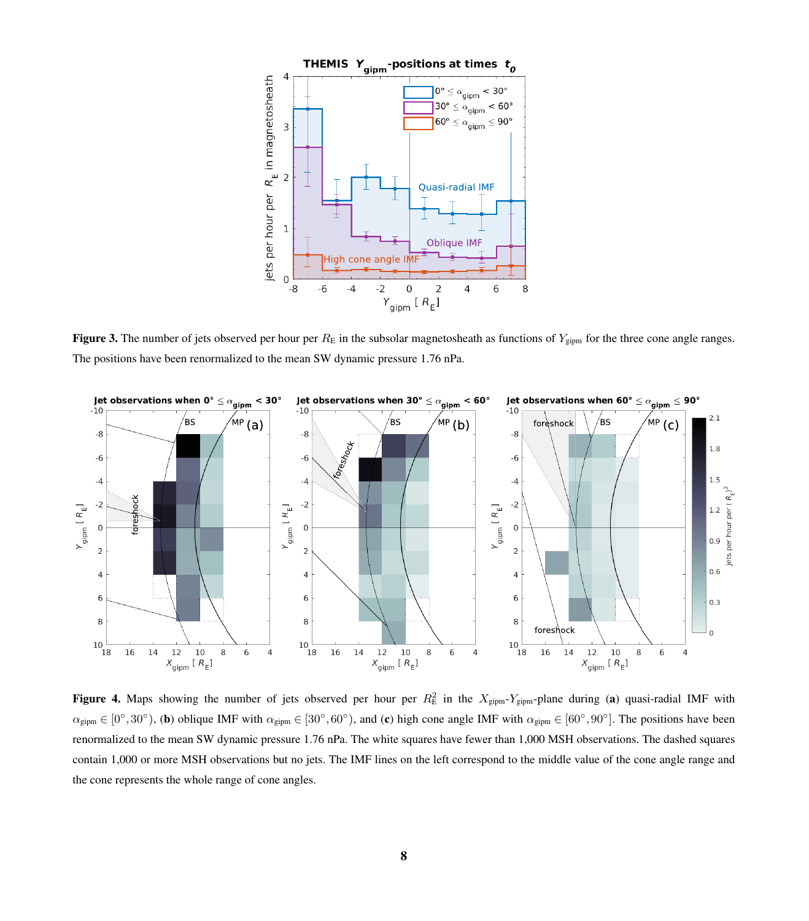**Figure 3.** The number of jets observed per hour per $R_\mathrm{E}$ in the subsolar magnetosheath as functions of $Y_\mathrm{gipm}$ for the three cone angle ranges. The positions have been renormalized to the mean SW dynamic pressure 1.76 nPa.

**Figure 4.** Maps showing the number of jets observed per hour per $R_\mathrm{E}^2$ in the $X_\mathrm{gipm}$-$Y_\mathrm{gipm}$-plane during (**a**) quasi-radial IMF with $\alpha_\mathrm{gipm} \in [0°, 30°)$, (**b**) oblique IMF with $\alpha_\mathrm{gipm} \in [30°, 60°)$, and (**c**) high cone angle IMF with $\alpha_\mathrm{gipm} \in [60°, 90°]$. The positions have been renormalized to the mean SW dynamic pressure 1.76 nPa. The white squares have fewer than 1,000 MSH observations. The dashed squares contain 1,000 or more MSH observations but no jets. The IMF lines on the left correspond to the middle value of the cone angle range and the cone represents the whole range of cone angles.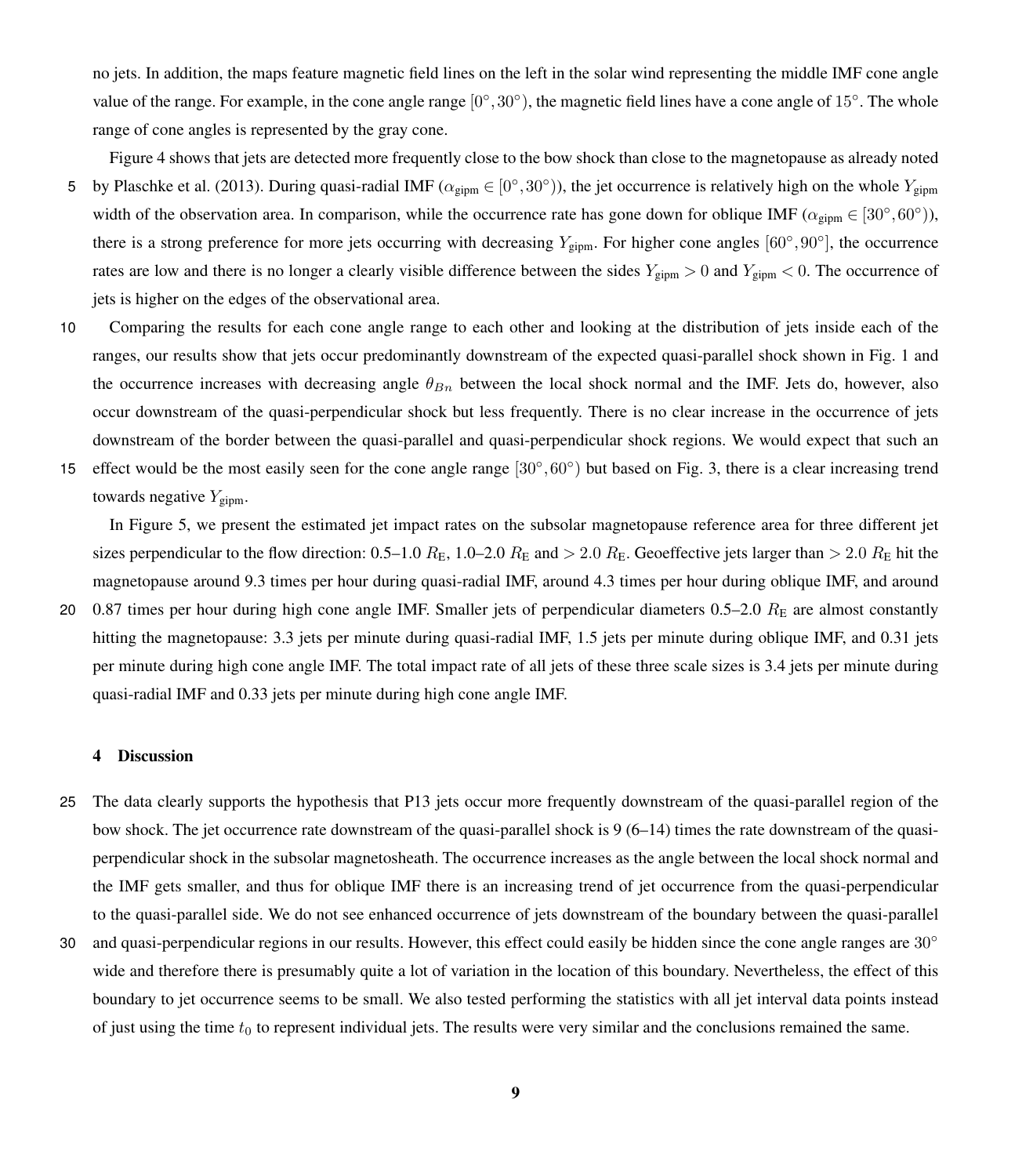no jets. In addition, the maps feature magnetic field lines on the left in the solar wind representing the middle IMF cone angle value of the range. For example, in the cone angle range $[0°, 30°)$, the magnetic field lines have a cone angle of $15°$. The whole range of cone angles is represented by the gray cone.

Figure 4 shows that jets are detected more frequently close to the bow shock than close to the magnetopause as already noted by Plaschke et al. (2013). During quasi-radial IMF ($\alpha_{\text{gipm}} \in [0°, 30°)$), the jet occurrence is relatively high on the whole $Y_{\text{gipm}}$ width of the observation area. In comparison, while the occurrence rate has gone down for oblique IMF ($\alpha_{\text{gipm}} \in [30°, 60°)$), there is a strong preference for more jets occurring with decreasing $Y_{\text{gipm}}$. For higher cone angles $[60°, 90°]$, the occurrence rates are low and there is no longer a clearly visible difference between the sides $Y_{\text{gipm}} > 0$ and $Y_{\text{gipm}} < 0$. The occurrence of jets is higher on the edges of the observational area.

Comparing the results for each cone angle range to each other and looking at the distribution of jets inside each of the ranges, our results show that jets occur predominantly downstream of the expected quasi-parallel shock shown in Fig. 1 and the occurrence increases with decreasing angle $\theta_{Bn}$ between the local shock normal and the IMF. Jets do, however, also occur downstream of the quasi-perpendicular shock but less frequently. There is no clear increase in the occurrence of jets downstream of the border between the quasi-parallel and quasi-perpendicular shock regions. We would expect that such an effect would be the most easily seen for the cone angle range $[30°, 60°)$ but based on Fig. 3, there is a clear increasing trend towards negative $Y_{\text{gipm}}$.

In Figure 5, we present the estimated jet impact rates on the subsolar magnetopause reference area for three different jet sizes perpendicular to the flow direction: 0.5–1.0 $R_{\text{E}}$, 1.0–2.0 $R_{\text{E}}$ and $> 2.0$ $R_{\text{E}}$. Geoeffective jets larger than $> 2.0$ $R_{\text{E}}$ hit the magnetopause around 9.3 times per hour during quasi-radial IMF, around 4.3 times per hour during oblique IMF, and around 0.87 times per hour during high cone angle IMF. Smaller jets of perpendicular diameters 0.5–2.0 $R_{\text{E}}$ are almost constantly hitting the magnetopause: 3.3 jets per minute during quasi-radial IMF, 1.5 jets per minute during oblique IMF, and 0.31 jets per minute during high cone angle IMF. The total impact rate of all jets of these three scale sizes is 3.4 jets per minute during quasi-radial IMF and 0.33 jets per minute during high cone angle IMF.

## 4 Discussion

The data clearly supports the hypothesis that P13 jets occur more frequently downstream of the quasi-parallel region of the bow shock. The jet occurrence rate downstream of the quasi-parallel shock is 9 (6–14) times the rate downstream of the quasi-perpendicular shock in the subsolar magnetosheath. The occurrence increases as the angle between the local shock normal and the IMF gets smaller, and thus for oblique IMF there is an increasing trend of jet occurrence from the quasi-perpendicular to the quasi-parallel side. We do not see enhanced occurrence of jets downstream of the boundary between the quasi-parallel and quasi-perpendicular regions in our results. However, this effect could easily be hidden since the cone angle ranges are $30°$ wide and therefore there is presumably quite a lot of variation in the location of this boundary. Nevertheless, the effect of this boundary to jet occurrence seems to be small. We also tested performing the statistics with all jet interval data points instead of just using the time $t_0$ to represent individual jets. The results were very similar and the conclusions remained the same.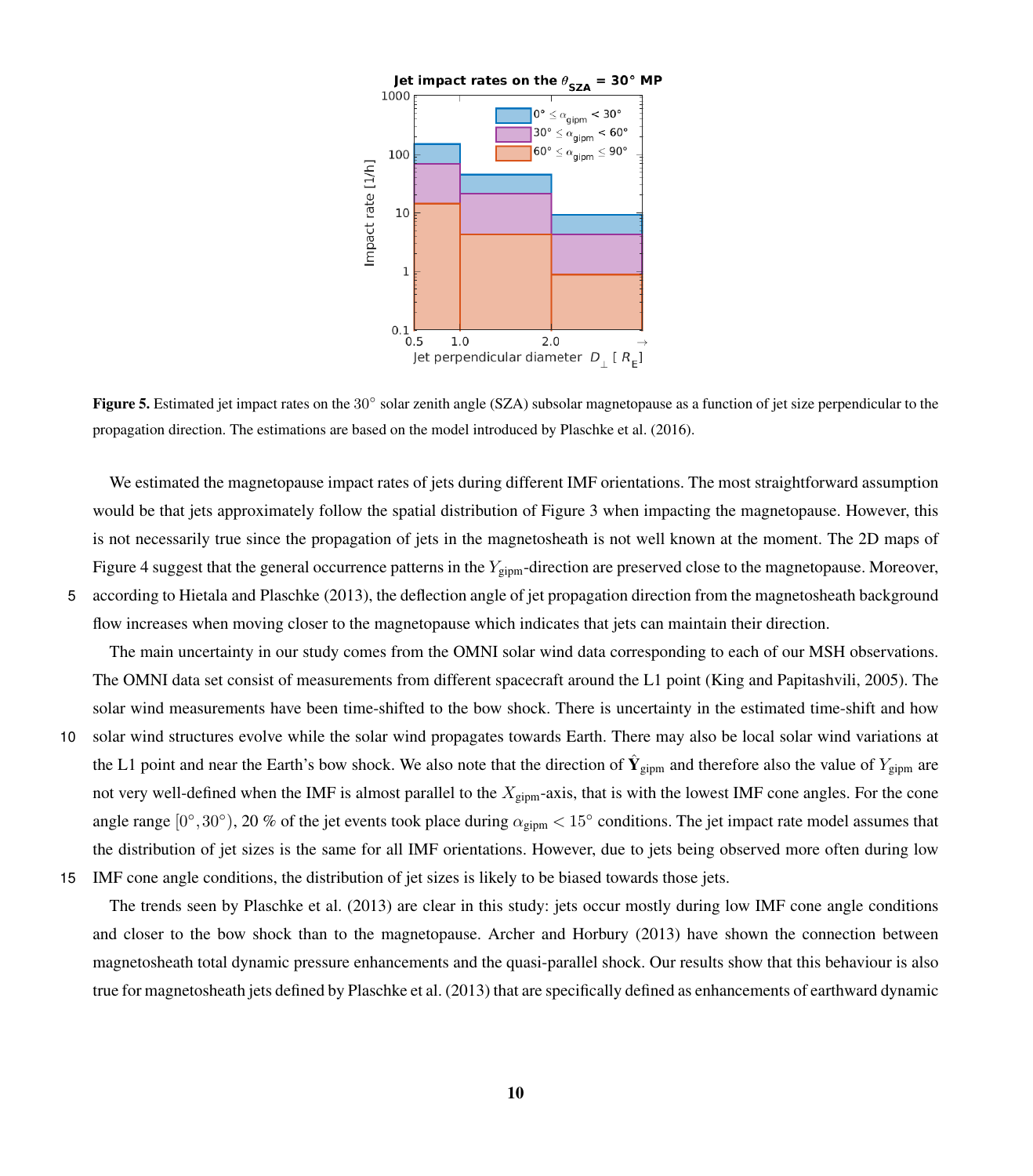**Figure 5.** Estimated jet impact rates on the $30^{\circ}$ solar zenith angle (SZA) subsolar magnetopause as a function of jet size perpendicular to the propagation direction. The estimations are based on the model introduced by Plaschke et al. (2016).

We estimated the magnetopause impact rates of jets during different IMF orientations. The most straightforward assumption would be that jets approximately follow the spatial distribution of Figure 3 when impacting the magnetopause. However, this is not necessarily true since the propagation of jets in the magnetosheath is not well known at the moment. The 2D maps of Figure 4 suggest that the general occurrence patterns in the $Y_{\mathrm{gipm}}$-direction are preserved close to the magnetopause. Moreover, according to Hietala and Plaschke (2013), the deflection angle of jet propagation direction from the magnetosheath background flow increases when moving closer to the magnetopause which indicates that jets can maintain their direction.

The main uncertainty in our study comes from the OMNI solar wind data corresponding to each of our MSH observations. The OMNI data set consist of measurements from different spacecraft around the L1 point (King and Papitashvili, 2005). The solar wind measurements have been time-shifted to the bow shock. There is uncertainty in the estimated time-shift and how solar wind structures evolve while the solar wind propagates towards Earth. There may also be local solar wind variations at the L1 point and near the Earth's bow shock. We also note that the direction of $\hat{\mathbf{Y}}_{\mathrm{gipm}}$ and therefore also the value of $Y_{\mathrm{gipm}}$ are not very well-defined when the IMF is almost parallel to the $X_{\mathrm{gipm}}$-axis, that is with the lowest IMF cone angles. For the cone angle range $[0^{\circ}, 30^{\circ})$, 20 % of the jet events took place during $\alpha_{\mathrm{gipm}} < 15^{\circ}$ conditions. The jet impact rate model assumes that the distribution of jet sizes is the same for all IMF orientations. However, due to jets being observed more often during low IMF cone angle conditions, the distribution of jet sizes is likely to be biased towards those jets.

The trends seen by Plaschke et al. (2013) are clear in this study: jets occur mostly during low IMF cone angle conditions and closer to the bow shock than to the magnetopause. Archer and Horbury (2013) have shown the connection between magnetosheath total dynamic pressure enhancements and the quasi-parallel shock. Our results show that this behaviour is also true for magnetosheath jets defined by Plaschke et al. (2013) that are specifically defined as enhancements of earthward dynamic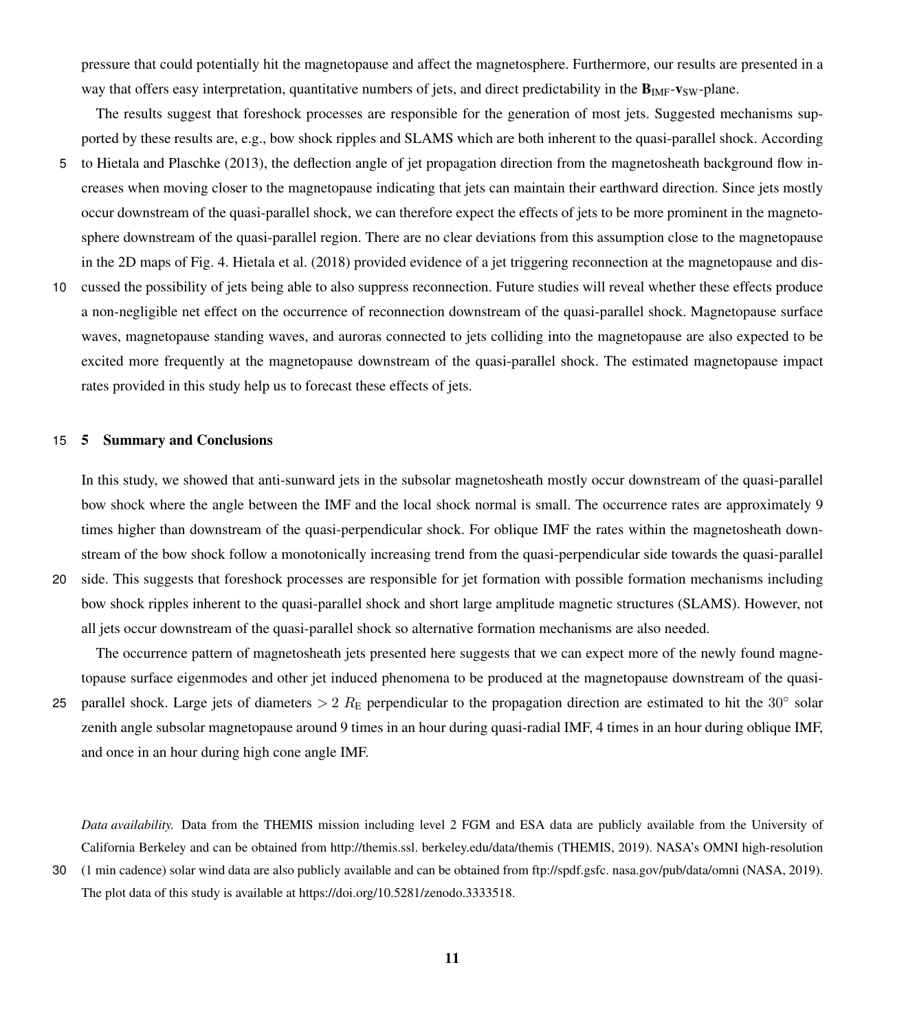pressure that could potentially hit the magnetopause and affect the magnetosphere. Furthermore, our results are presented in a way that offers easy interpretation, quantitative numbers of jets, and direct predictability in the $\mathbf{B}_{\mathrm{IMF}}$-$\mathbf{v}_{\mathrm{SW}}$-plane.

The results suggest that foreshock processes are responsible for the generation of most jets. Suggested mechanisms supported by these results are, e.g., bow shock ripples and SLAMS which are both inherent to the quasi-parallel shock. According to Hietala and Plaschke (2013), the deflection angle of jet propagation direction from the magnetosheath background flow increases when moving closer to the magnetopause indicating that jets can maintain their earthward direction. Since jets mostly occur downstream of the quasi-parallel shock, we can therefore expect the effects of jets to be more prominent in the magnetosphere downstream of the quasi-parallel region. There are no clear deviations from this assumption close to the magnetopause in the 2D maps of Fig. 4. Hietala et al. (2018) provided evidence of a jet triggering reconnection at the magnetopause and discussed the possibility of jets being able to also suppress reconnection. Future studies will reveal whether these effects produce a non-negligible net effect on the occurrence of reconnection downstream of the quasi-parallel shock. Magnetopause surface waves, magnetopause standing waves, and auroras connected to jets colliding into the magnetopause are also expected to be excited more frequently at the magnetopause downstream of the quasi-parallel shock. The estimated magnetopause impact rates provided in this study help us to forecast these effects of jets.

## 5 Summary and Conclusions

In this study, we showed that anti-sunward jets in the subsolar magnetosheath mostly occur downstream of the quasi-parallel bow shock where the angle between the IMF and the local shock normal is small. The occurrence rates are approximately 9 times higher than downstream of the quasi-perpendicular shock. For oblique IMF the rates within the magnetosheath downstream of the bow shock follow a monotonically increasing trend from the quasi-perpendicular side towards the quasi-parallel side. This suggests that foreshock processes are responsible for jet formation with possible formation mechanisms including bow shock ripples inherent to the quasi-parallel shock and short large amplitude magnetic structures (SLAMS). However, not all jets occur downstream of the quasi-parallel shock so alternative formation mechanisms are also needed.

The occurrence pattern of magnetosheath jets presented here suggests that we can expect more of the newly found magnetopause surface eigenmodes and other jet induced phenomena to be produced at the magnetopause downstream of the quasi-parallel shock. Large jets of diameters $> 2\ R_{\mathrm{E}}$ perpendicular to the propagation direction are estimated to hit the $30^{\circ}$ solar zenith angle subsolar magnetopause around 9 times in an hour during quasi-radial IMF, 4 times in an hour during oblique IMF, and once in an hour during high cone angle IMF.

*Data availability.* Data from the THEMIS mission including level 2 FGM and ESA data are publicly available from the University of California Berkeley and can be obtained from http://themis.ssl. berkeley.edu/data/themis (THEMIS, 2019). NASA's OMNI high-resolution (1 min cadence) solar wind data are also publicly available and can be obtained from ftp://spdf.gsfc. nasa.gov/pub/data/omni (NASA, 2019). The plot data of this study is available at https://doi.org/10.5281/zenodo.3333518.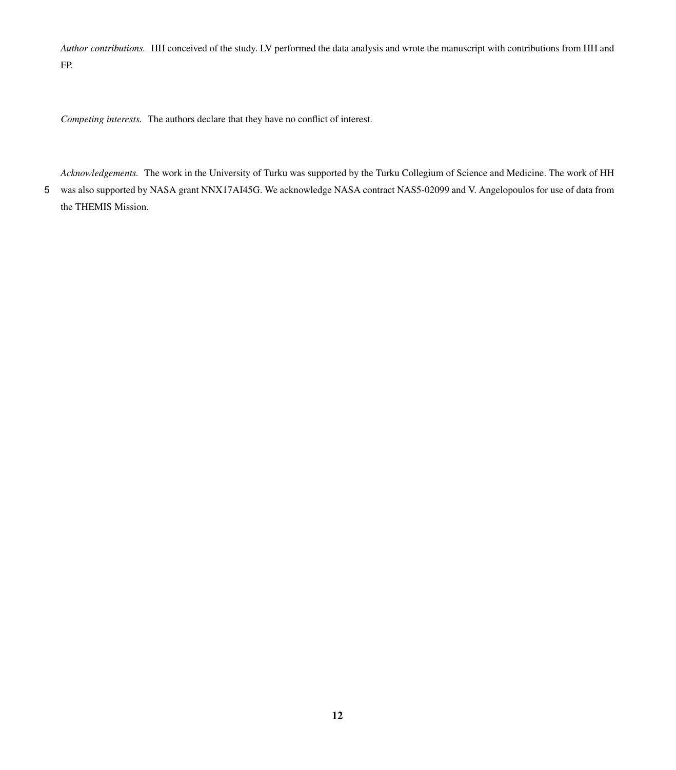*Author contributions.* HH conceived of the study. LV performed the data analysis and wrote the manuscript with contributions from HH and FP.

*Competing interests.* The authors declare that they have no conflict of interest.

*Acknowledgements.* The work in the University of Turku was supported by the Turku Collegium of Science and Medicine. The work of HH was also supported by NASA grant NNX17AI45G. We acknowledge NASA contract NAS5-02099 and V. Angelopoulos for use of data from the THEMIS Mission.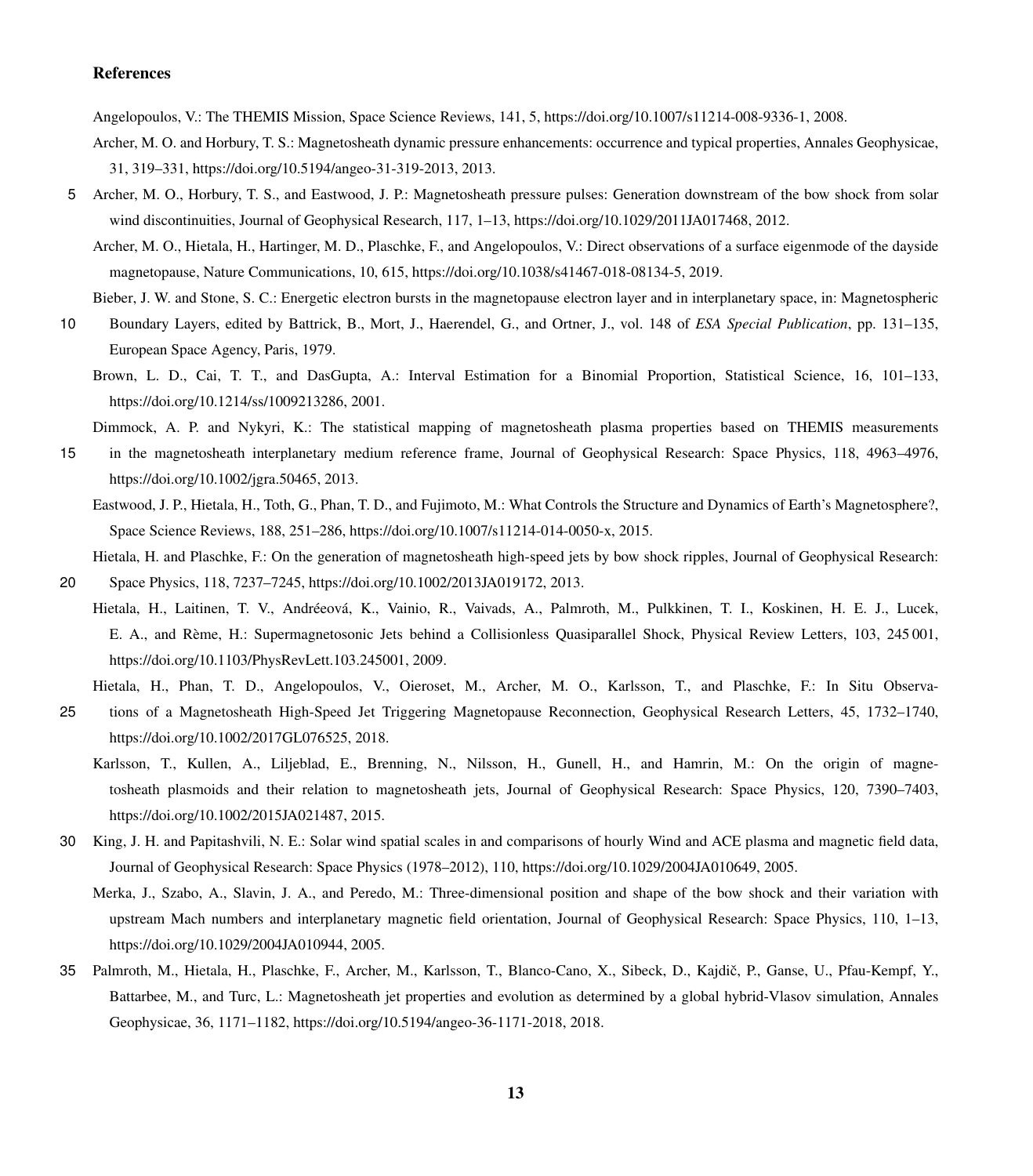# References

Angelopoulos, V.: The THEMIS Mission, Space Science Reviews, 141, 5, https://doi.org/10.1007/s11214-008-9336-1, 2008.

Archer, M. O. and Horbury, T. S.: Magnetosheath dynamic pressure enhancements: occurrence and typical properties, Annales Geophysicae, 31, 319–331, https://doi.org/10.5194/angeo-31-319-2013, 2013.

Archer, M. O., Horbury, T. S., and Eastwood, J. P.: Magnetosheath pressure pulses: Generation downstream of the bow shock from solar wind discontinuities, Journal of Geophysical Research, 117, 1–13, https://doi.org/10.1029/2011JA017468, 2012.

Archer, M. O., Hietala, H., Hartinger, M. D., Plaschke, F., and Angelopoulos, V.: Direct observations of a surface eigenmode of the dayside magnetopause, Nature Communications, 10, 615, https://doi.org/10.1038/s41467-018-08134-5, 2019.

Bieber, J. W. and Stone, S. C.: Energetic electron bursts in the magnetopause electron layer and in interplanetary space, in: Magnetospheric Boundary Layers, edited by Battrick, B., Mort, J., Haerendel, G., and Ortner, J., vol. 148 of *ESA Special Publication*, pp. 131–135, European Space Agency, Paris, 1979.

Brown, L. D., Cai, T. T., and DasGupta, A.: Interval Estimation for a Binomial Proportion, Statistical Science, 16, 101–133, https://doi.org/10.1214/ss/1009213286, 2001.

Dimmock, A. P. and Nykyri, K.: The statistical mapping of magnetosheath plasma properties based on THEMIS measurements in the magnetosheath interplanetary medium reference frame, Journal of Geophysical Research: Space Physics, 118, 4963–4976, https://doi.org/10.1002/jgra.50465, 2013.

Eastwood, J. P., Hietala, H., Toth, G., Phan, T. D., and Fujimoto, M.: What Controls the Structure and Dynamics of Earth's Magnetosphere?, Space Science Reviews, 188, 251–286, https://doi.org/10.1007/s11214-014-0050-x, 2015.

Hietala, H. and Plaschke, F.: On the generation of magnetosheath high-speed jets by bow shock ripples, Journal of Geophysical Research: Space Physics, 118, 7237–7245, https://doi.org/10.1002/2013JA019172, 2013.

Hietala, H., Laitinen, T. V., Andréeová, K., Vainio, R., Vaivads, A., Palmroth, M., Pulkkinen, T. I., Koskinen, H. E. J., Lucek, E. A., and Rème, H.: Supermagnetosonic Jets behind a Collisionless Quasiparallel Shock, Physical Review Letters, 103, 245 001, https://doi.org/10.1103/PhysRevLett.103.245001, 2009.

Hietala, H., Phan, T. D., Angelopoulos, V., Oieroset, M., Archer, M. O., Karlsson, T., and Plaschke, F.: In Situ Observations of a Magnetosheath High-Speed Jet Triggering Magnetopause Reconnection, Geophysical Research Letters, 45, 1732–1740, https://doi.org/10.1002/2017GL076525, 2018.

Karlsson, T., Kullen, A., Liljeblad, E., Brenning, N., Nilsson, H., Gunell, H., and Hamrin, M.: On the origin of magnetosheath plasmoids and their relation to magnetosheath jets, Journal of Geophysical Research: Space Physics, 120, 7390–7403, https://doi.org/10.1002/2015JA021487, 2015.

King, J. H. and Papitashvili, N. E.: Solar wind spatial scales in and comparisons of hourly Wind and ACE plasma and magnetic field data, Journal of Geophysical Research: Space Physics (1978–2012), 110, https://doi.org/10.1029/2004JA010649, 2005.

Merka, J., Szabo, A., Slavin, J. A., and Peredo, M.: Three-dimensional position and shape of the bow shock and their variation with upstream Mach numbers and interplanetary magnetic field orientation, Journal of Geophysical Research: Space Physics, 110, 1–13, https://doi.org/10.1029/2004JA010944, 2005.

Palmroth, M., Hietala, H., Plaschke, F., Archer, M., Karlsson, T., Blanco-Cano, X., Sibeck, D., Kajdič, P., Ganse, U., Pfau-Kempf, Y., Battarbee, M., and Turc, L.: Magnetosheath jet properties and evolution as determined by a global hybrid-Vlasov simulation, Annales Geophysicae, 36, 1171–1182, https://doi.org/10.5194/angeo-36-1171-2018, 2018.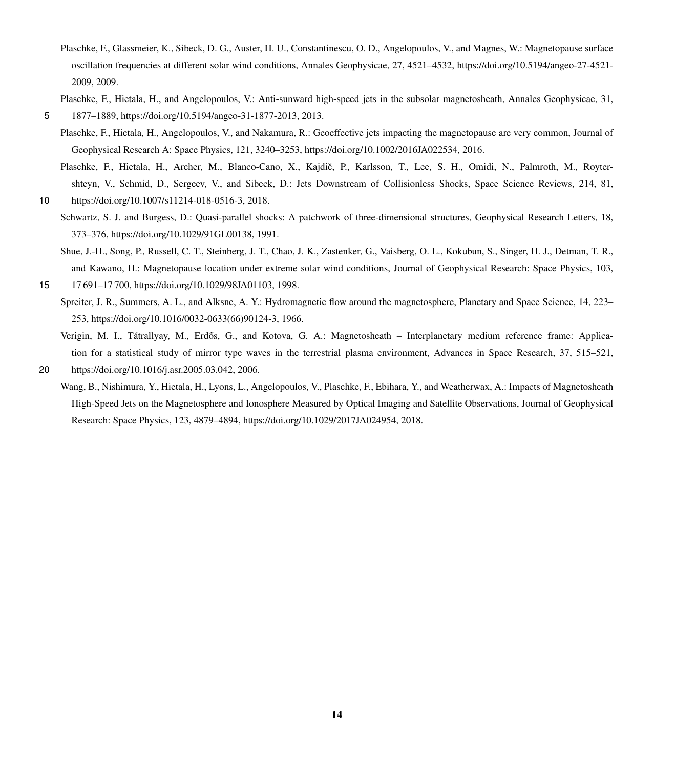Plaschke, F., Glassmeier, K., Sibeck, D. G., Auster, H. U., Constantinescu, O. D., Angelopoulos, V., and Magnes, W.: Magnetopause surface oscillation frequencies at different solar wind conditions, Annales Geophysicae, 27, 4521–4532, https://doi.org/10.5194/angeo-27-4521-2009, 2009.

Plaschke, F., Hietala, H., and Angelopoulos, V.: Anti-sunward high-speed jets in the subsolar magnetosheath, Annales Geophysicae, 31, 1877–1889, https://doi.org/10.5194/angeo-31-1877-2013, 2013.

Plaschke, F., Hietala, H., Angelopoulos, V., and Nakamura, R.: Geoeffective jets impacting the magnetopause are very common, Journal of Geophysical Research A: Space Physics, 121, 3240–3253, https://doi.org/10.1002/2016JA022534, 2016.

Plaschke, F., Hietala, H., Archer, M., Blanco-Cano, X., Kajdič, P., Karlsson, T., Lee, S. H., Omidi, N., Palmroth, M., Roytershteyn, V., Schmid, D., Sergeev, V., and Sibeck, D.: Jets Downstream of Collisionless Shocks, Space Science Reviews, 214, 81, https://doi.org/10.1007/s11214-018-0516-3, 2018.

Schwartz, S. J. and Burgess, D.: Quasi-parallel shocks: A patchwork of three-dimensional structures, Geophysical Research Letters, 18, 373–376, https://doi.org/10.1029/91GL00138, 1991.

Shue, J.-H., Song, P., Russell, C. T., Steinberg, J. T., Chao, J. K., Zastenker, G., Vaisberg, O. L., Kokubun, S., Singer, H. J., Detman, T. R., and Kawano, H.: Magnetopause location under extreme solar wind conditions, Journal of Geophysical Research: Space Physics, 103, 17 691–17 700, https://doi.org/10.1029/98JA01103, 1998.

Spreiter, J. R., Summers, A. L., and Alksne, A. Y.: Hydromagnetic flow around the magnetosphere, Planetary and Space Science, 14, 223–253, https://doi.org/10.1016/0032-0633(66)90124-3, 1966.

Verigin, M. I., Tátrallyay, M., Erdős, G., and Kotova, G. A.: Magnetosheath – Interplanetary medium reference frame: Application for a statistical study of mirror type waves in the terrestrial plasma environment, Advances in Space Research, 37, 515–521, https://doi.org/10.1016/j.asr.2005.03.042, 2006.

Wang, B., Nishimura, Y., Hietala, H., Lyons, L., Angelopoulos, V., Plaschke, F., Ebihara, Y., and Weatherwax, A.: Impacts of Magnetosheath High-Speed Jets on the Magnetosphere and Ionosphere Measured by Optical Imaging and Satellite Observations, Journal of Geophysical Research: Space Physics, 123, 4879–4894, https://doi.org/10.1029/2017JA024954, 2018.